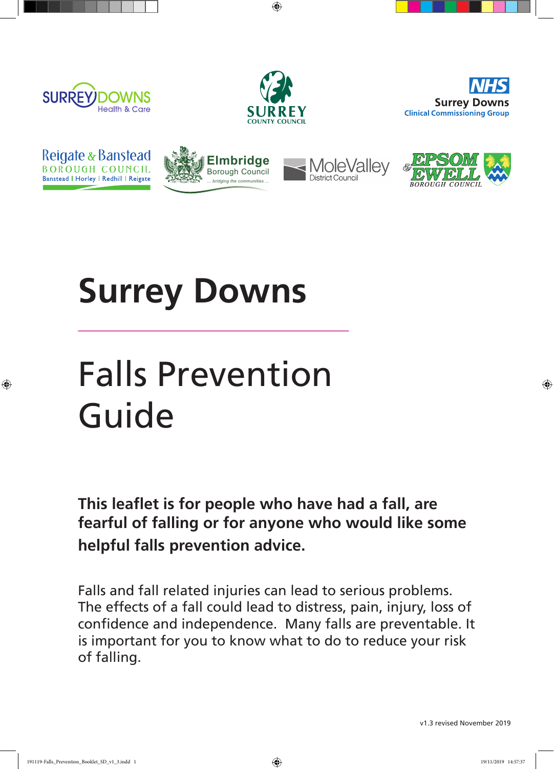# Surrey Downs

# Falls Prevention Guide

**This leaflet is for people who have had a fall, are fearful of falling or for anyone who would like some helpful falls prevention advice.**

Falls and fall related injuries can lead to serious problems. The effects of a fall could lead to distress, pain, injury, loss of confidence and independence. Many falls are preventable. It is important for you to know what to do to reduce your risk of falling.

v1.3 revised November 2019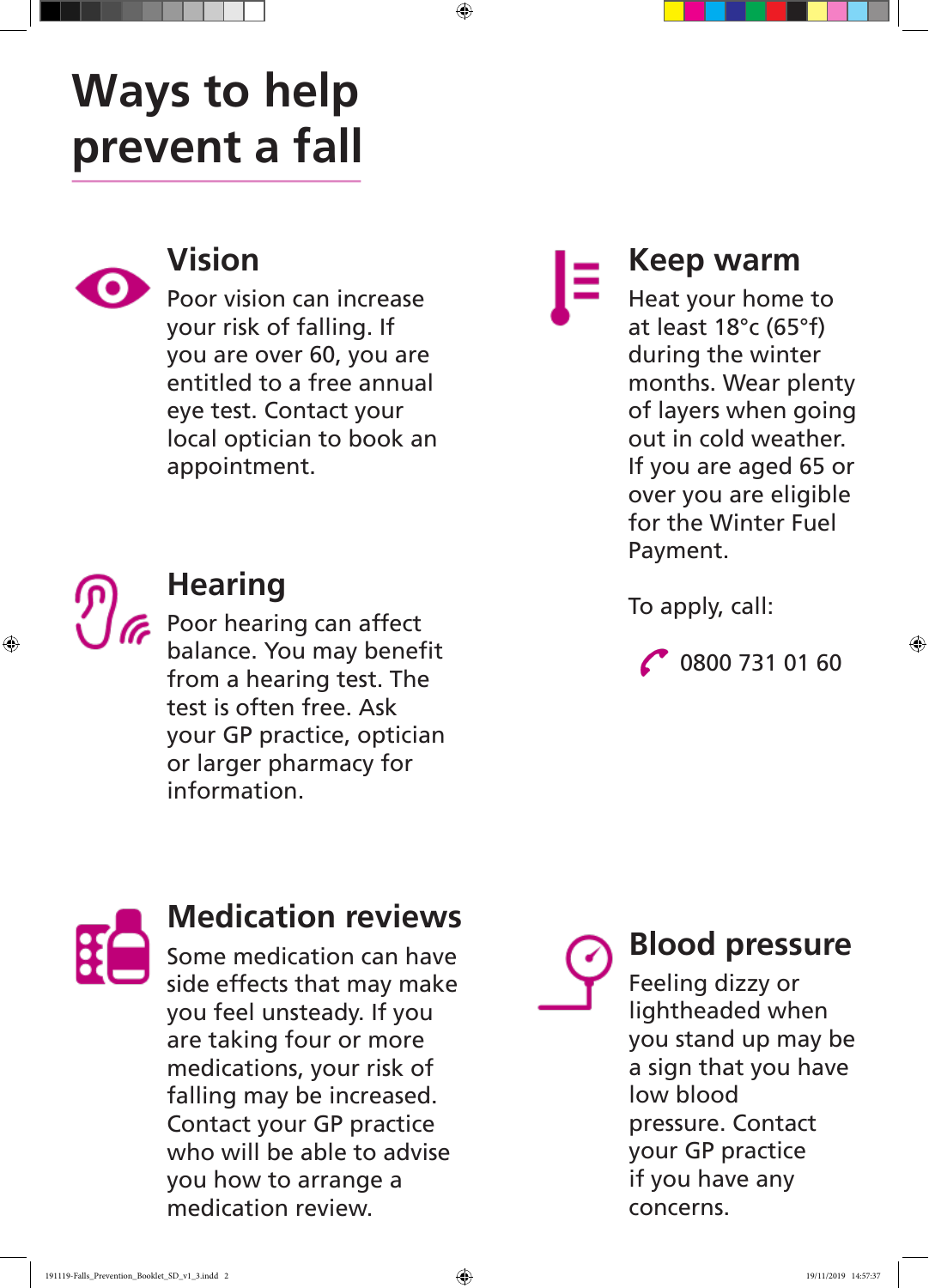# Ways to help prevent a fall

## Vision

Poor vision can increase your risk of falling. If you are over 60, you are entitled to a free annual eye test. Contact your local optician to book an appointment.

## Hearing

Poor hearing can affect balance. You may benefit from a hearing test. The test is often free. Ask your GP practice, optician or larger pharmacy for information.

## Medication reviews

Some medication can have side effects that may make you feel unsteady. If you are taking four or more medications, your risk of falling may be increased. Contact your GP practice who will be able to advise you how to arrange a medication review.

## Keep warm

Heat your home to at least 18°c (65°f) during the winter months. Wear plenty of layers when going out in cold weather. If you are aged 65 or over you are eligible for the Winter Fuel Payment.

To apply, call:

0800 731 01 60

## Blood pressure

Feeling dizzy or lightheaded when you stand up may be a sign that you have low blood pressure. Contact your GP practice if you have any concerns.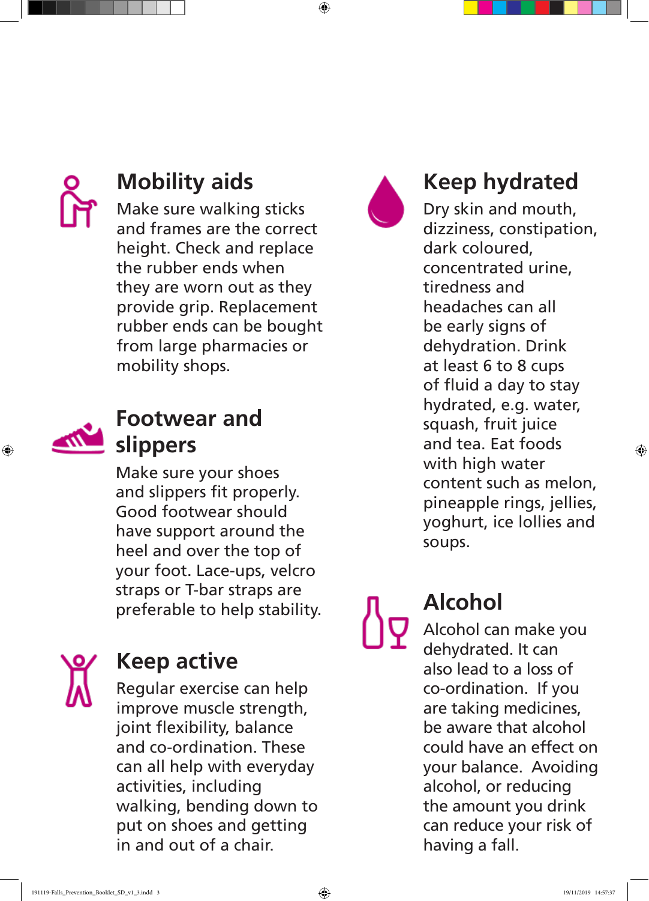## Mobility aids

Make sure walking sticks and frames are the correct height. Check and replace the rubber ends when they are worn out as they provide grip. Replacement rubber ends can be bought from large pharmacies or mobility shops.

## Footwear and slippers

Make sure your shoes and slippers fit properly. Good footwear should have support around the heel and over the top of your foot. Lace-ups, velcro straps or T-bar straps are preferable to help stability.

## Keep active

Regular exercise can help improve muscle strength, joint flexibility, balance and co-ordination. These can all help with everyday activities, including walking, bending down to put on shoes and getting in and out of a chair.

## Keep hydrated

Dry skin and mouth, dizziness, constipation, dark coloured, concentrated urine, tiredness and headaches can all be early signs of dehydration. Drink at least 6 to 8 cups of fluid a day to stay hydrated, e.g. water, squash, fruit juice and tea. Eat foods with high water content such as melon, pineapple rings, jellies, yoghurt, ice lollies and soups.

## Alcohol

Alcohol can make you dehydrated. It can also lead to a loss of co-ordination. If you are taking medicines, be aware that alcohol could have an effect on your balance. Avoiding alcohol, or reducing the amount you drink can reduce your risk of having a fall.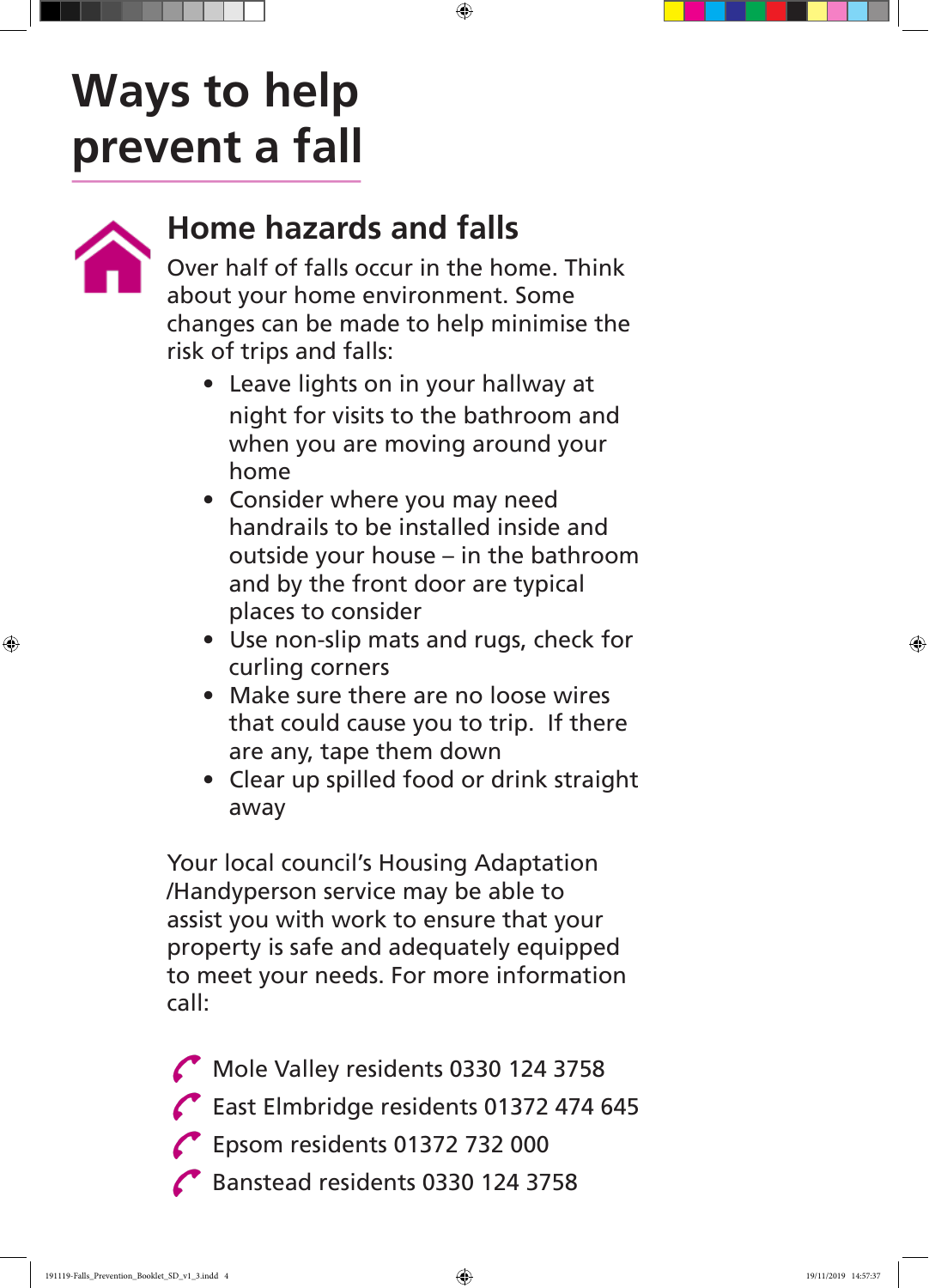# Ways to help prevent a fall

## Home hazards and falls

Over half of falls occur in the home. Think about your home environment. Some changes can be made to help minimise the risk of trips and falls:

- Leave lights on in your hallway at night for visits to the bathroom and when you are moving around your home
- Consider where you may need handrails to be installed inside and outside your house – in the bathroom and by the front door are typical places to consider
- Use non-slip mats and rugs, check for curling corners
- Make sure there are no loose wires that could cause you to trip. If there are any, tape them down
- Clear up spilled food or drink straight away

Your local council's Housing Adaptation /Handyperson service may be able to assist you with work to ensure that your property is safe and adequately equipped to meet your needs. For more information call:

- Mole Valley residents 0330 124 3758
- East Elmbridge residents 01372 474 645
- Epsom residents 01372 732 000
- Banstead residents 0330 124 3758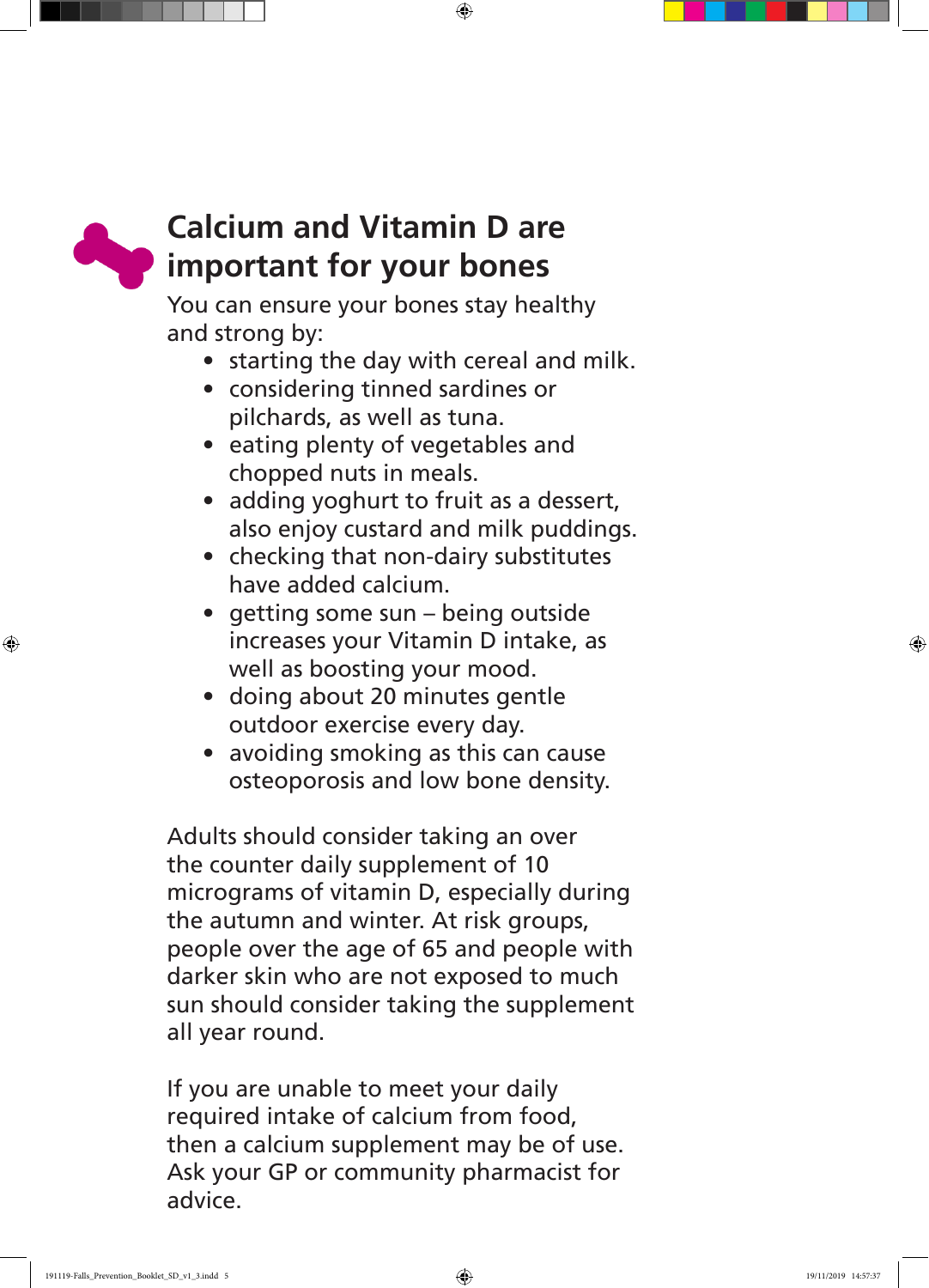## Calcium and Vitamin D are important for your bones

You can ensure your bones stay healthy and strong by:

- starting the day with cereal and milk.
- considering tinned sardines or pilchards, as well as tuna.
- eating plenty of vegetables and chopped nuts in meals.
- adding yoghurt to fruit as a dessert, also enjoy custard and milk puddings.
- checking that non-dairy substitutes have added calcium.
- getting some sun – being outside increases your Vitamin D intake, as well as boosting your mood.
- doing about 20 minutes gentle outdoor exercise every day.
- avoiding smoking as this can cause osteoporosis and low bone density.

Adults should consider taking an over the counter daily supplement of 10 micrograms of vitamin D, especially during the autumn and winter. At risk groups, people over the age of 65 and people with darker skin who are not exposed to much sun should consider taking the supplement all year round.

If you are unable to meet your daily required intake of calcium from food, then a calcium supplement may be of use. Ask your GP or community pharmacist for advice.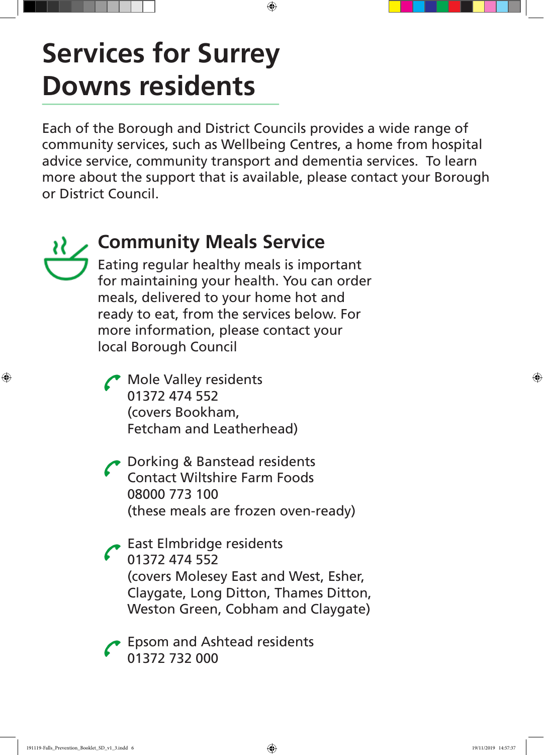# Services for Surrey Downs residents

Each of the Borough and District Councils provides a wide range of community services, such as Wellbeing Centres, a home from hospital advice service, community transport and dementia services. To learn more about the support that is available, please contact your Borough or District Council.

## Community Meals Service

Eating regular healthy meals is important for maintaining your health. You can order meals, delivered to your home hot and ready to eat, from the services below. For more information, please contact your local Borough Council

- Mole Valley residents
  01372 474 552
  (covers Bookham, Fetcham and Leatherhead)

- Dorking & Banstead residents
  Contact Wiltshire Farm Foods
  08000 773 100
  (these meals are frozen oven-ready)

- East Elmbridge residents
  01372 474 552
  (covers Molesey East and West, Esher, Claygate, Long Ditton, Thames Ditton, Weston Green, Cobham and Claygate)

- Epsom and Ashtead residents
  01372 732 000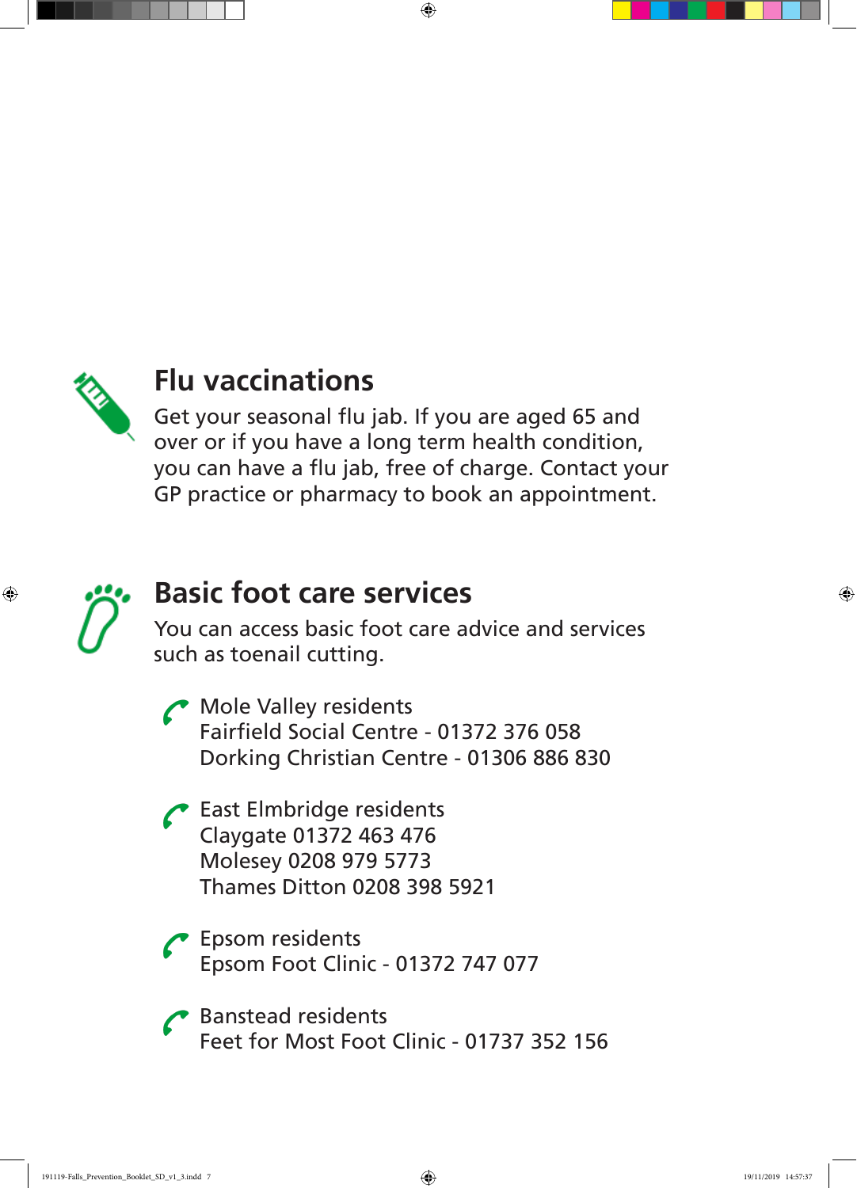## Flu vaccinations

Get your seasonal flu jab. If you are aged 65 and over or if you have a long term health condition, you can have a flu jab, free of charge. Contact your GP practice or pharmacy to book an appointment.

## Basic foot care services

You can access basic foot care advice and services such as toenail cutting.

Mole Valley residents
Fairfield Social Centre - 01372 376 058
Dorking Christian Centre - 01306 886 830

East Elmbridge residents
Claygate 01372 463 476
Molesey 0208 979 5773
Thames Ditton 0208 398 5921

Epsom residents
Epsom Foot Clinic - 01372 747 077

Banstead residents
Feet for Most Foot Clinic - 01737 352 156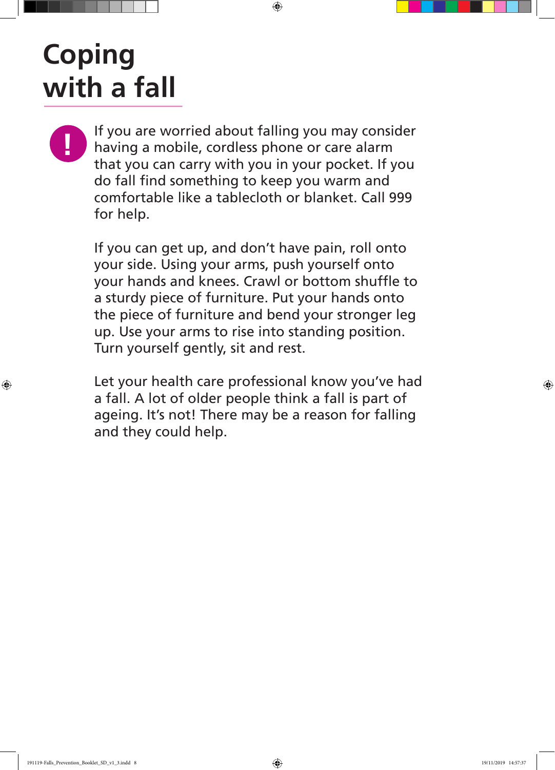# Coping with a fall

If you are worried about falling you may consider having a mobile, cordless phone or care alarm that you can carry with you in your pocket. If you do fall find something to keep you warm and comfortable like a tablecloth or blanket. Call 999 for help.

If you can get up, and don't have pain, roll onto your side. Using your arms, push yourself onto your hands and knees. Crawl or bottom shuffle to a sturdy piece of furniture. Put your hands onto the piece of furniture and bend your stronger leg up. Use your arms to rise into standing position. Turn yourself gently, sit and rest.

Let your health care professional know you've had a fall. A lot of older people think a fall is part of ageing. It's not! There may be a reason for falling and they could help.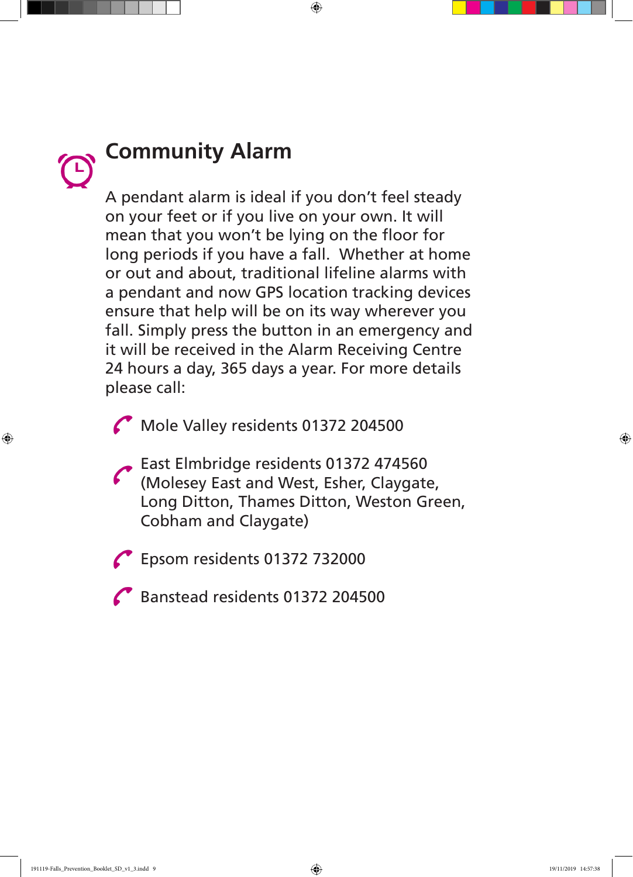## Community Alarm

A pendant alarm is ideal if you don't feel steady on your feet or if you live on your own. It will mean that you won't be lying on the floor for long periods if you have a fall. Whether at home or out and about, traditional lifeline alarms with a pendant and now GPS location tracking devices ensure that help will be on its way wherever you fall. Simply press the button in an emergency and it will be received in the Alarm Receiving Centre 24 hours a day, 365 days a year. For more details please call:

- Mole Valley residents 01372 204500
- East Elmbridge residents 01372 474560 (Molesey East and West, Esher, Claygate, Long Ditton, Thames Ditton, Weston Green, Cobham and Claygate)
- Epsom residents 01372 732000
- Banstead residents 01372 204500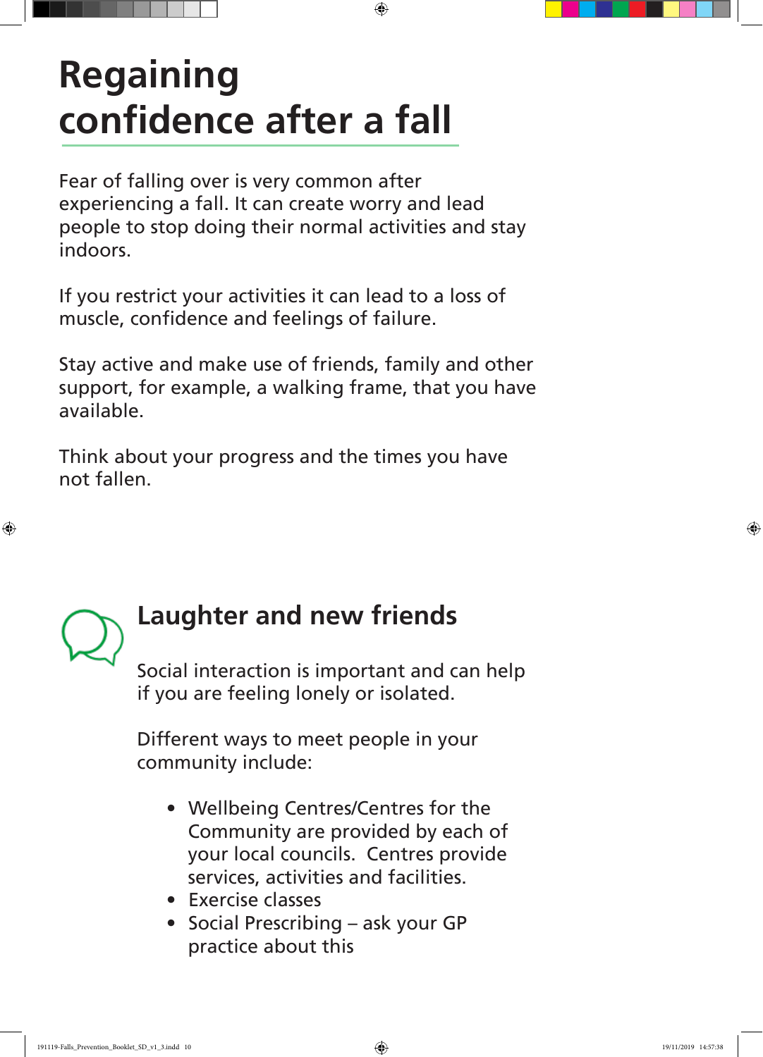# Regaining confidence after a fall

Fear of falling over is very common after experiencing a fall. It can create worry and lead people to stop doing their normal activities and stay indoors.

If you restrict your activities it can lead to a loss of muscle, confidence and feelings of failure.

Stay active and make use of friends, family and other support, for example, a walking frame, that you have available.

Think about your progress and the times you have not fallen.

## Laughter and new friends

Social interaction is important and can help if you are feeling lonely or isolated.

Different ways to meet people in your community include:

- Wellbeing Centres/Centres for the Community are provided by each of your local councils. Centres provide services, activities and facilities.
- Exercise classes
- Social Prescribing – ask your GP practice about this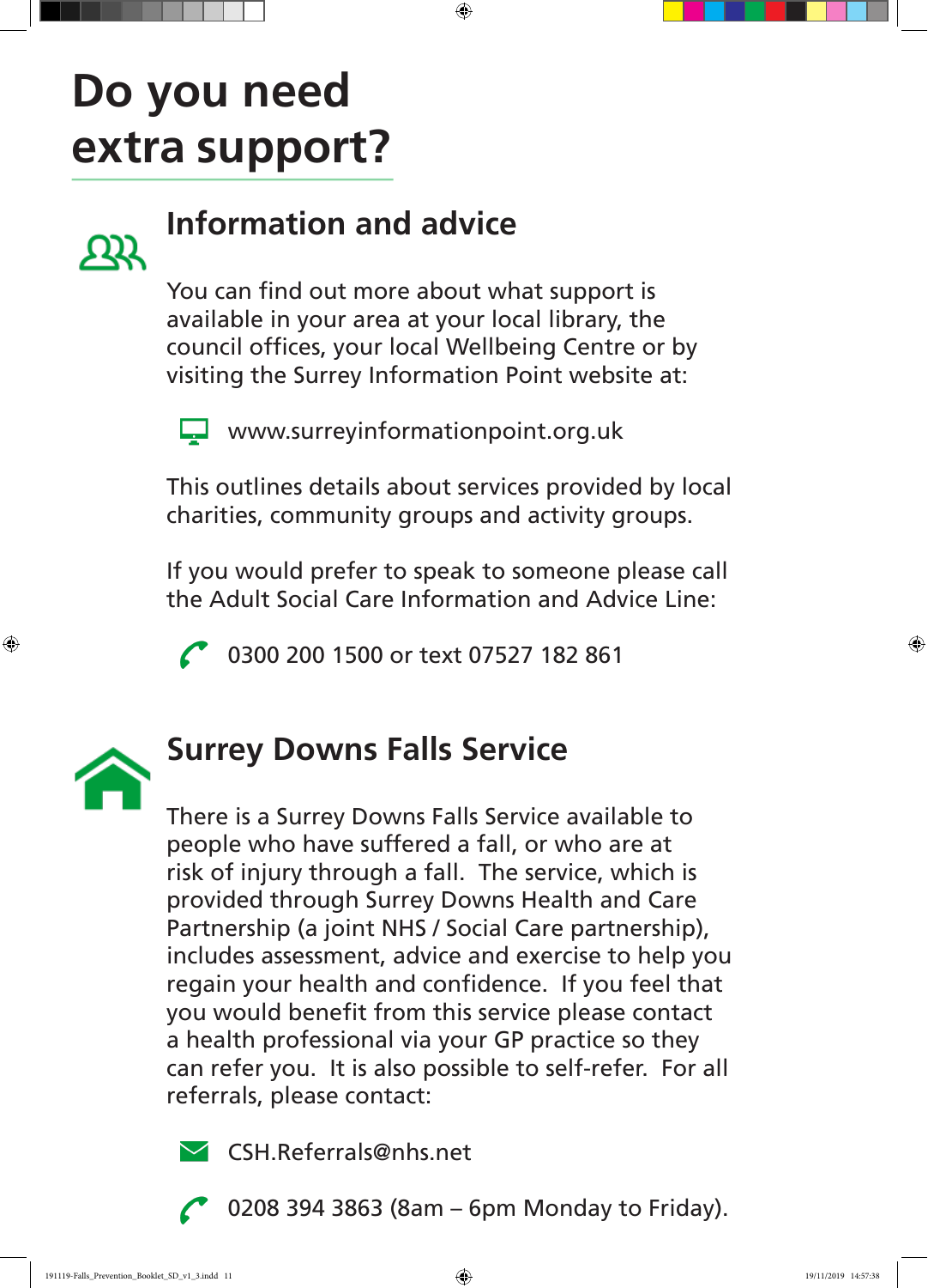# Do you need extra support?

## Information and advice

You can find out more about what support is available in your area at your local library, the council offices, your local Wellbeing Centre or by visiting the Surrey Information Point website at:

www.surreyinformationpoint.org.uk

This outlines details about services provided by local charities, community groups and activity groups.

If you would prefer to speak to someone please call the Adult Social Care Information and Advice Line:

0300 200 1500 or text 07527 182 861

## Surrey Downs Falls Service

There is a Surrey Downs Falls Service available to people who have suffered a fall, or who are at risk of injury through a fall. The service, which is provided through Surrey Downs Health and Care Partnership (a joint NHS / Social Care partnership), includes assessment, advice and exercise to help you regain your health and confidence. If you feel that you would benefit from this service please contact a health professional via your GP practice so they can refer you. It is also possible to self-refer. For all referrals, please contact:

CSH.Referrals@nhs.net

0208 394 3863 (8am – 6pm Monday to Friday).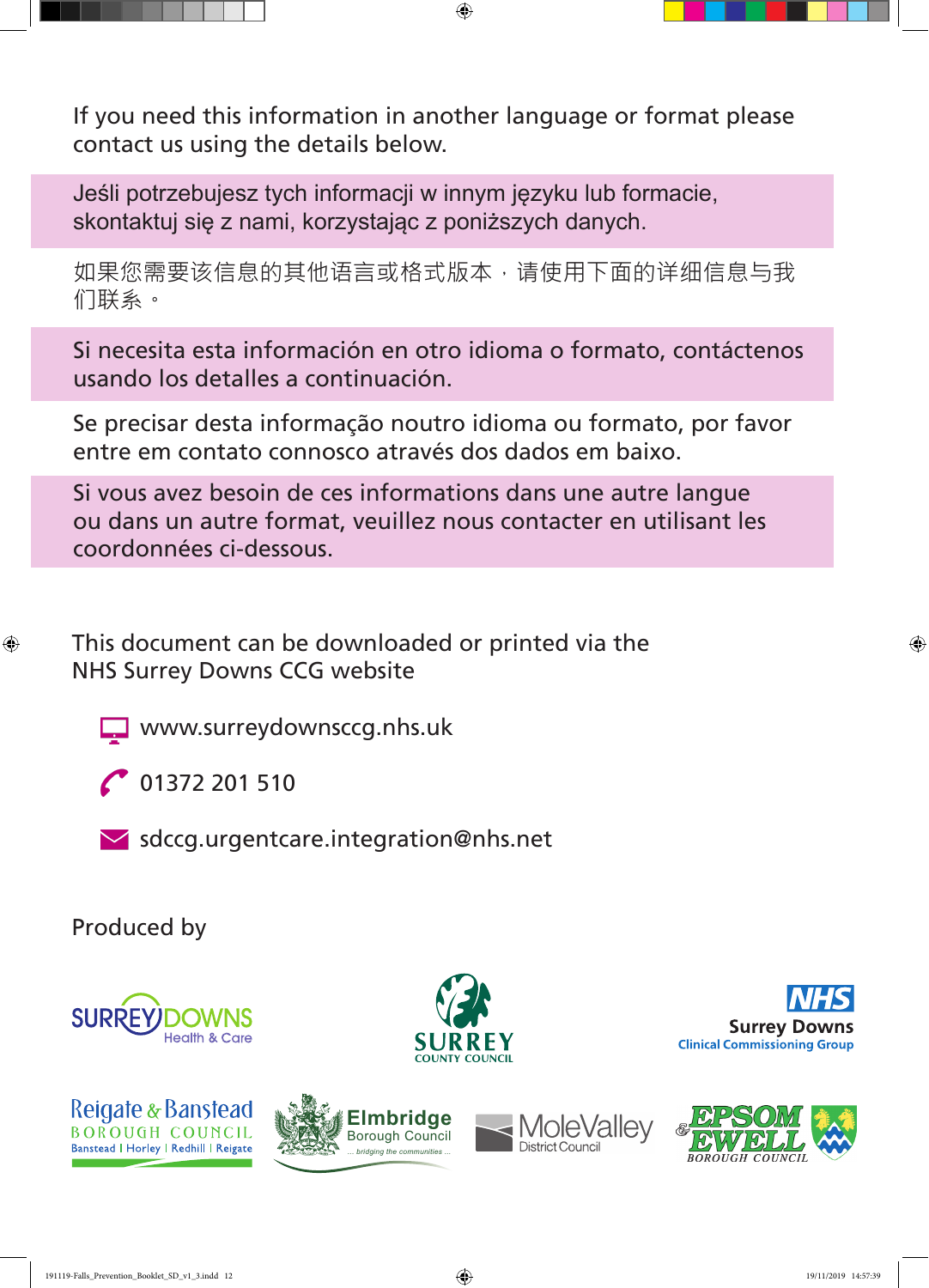If you need this information in another language or format please contact us using the details below.

Jeśli potrzebujesz tych informacji w innym języku lub formacie, skontaktuj się z nami, korzystając z poniższych danych.

如果您需要该信息的其他语言或格式版本，请使用下面的详细信息与我们联系。

Si necesita esta información en otro idioma o formato, contáctenos usando los detalles a continuación.

Se precisar desta informação noutro idioma ou formato, por favor entre em contato connosco através dos dados em baixo.

Si vous avez besoin de ces informations dans une autre langue ou dans un autre format, veuillez nous contacter en utilisant les coordonnées ci-dessous.

This document can be downloaded or printed via the NHS Surrey Downs CCG website

www.surreydownsccg.nhs.uk

01372 201 510

sdccg.urgentcare.integration@nhs.net

Produced by

SURREY DOWNS Health & Care

SURREY COUNTY COUNCIL

NHS Surrey Downs Clinical Commissioning Group

Reigate & Banstead BOROUGH COUNCIL Banstead | Horley | Redhill | Reigate

Elmbridge Borough Council ... bridging the communities ...

MoleValley District Council

EPSOM & EWELL BOROUGH COUNCIL